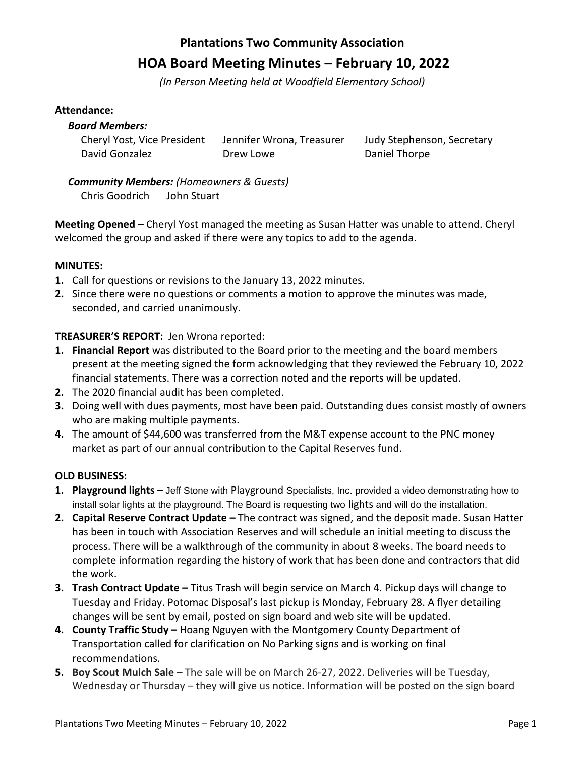# Plantations Two Community Association

## HOA Board Meeting Minutes – February 10, 2022

*(In Person Meeting held at Woodfield Elementary School)*

**Attendance:**

***Board Members:***

Cheryl Yost, Vice President
Jennifer Wrona, Treasurer
Judy Stephenson, Secretary
David Gonzalez
Drew Lowe
Daniel Thorpe

***Community Members:*** *(Homeowners & Guests)*

Chris Goodrich
John Stuart

**Meeting Opened –** Cheryl Yost managed the meeting as Susan Hatter was unable to attend. Cheryl welcomed the group and asked if there were any topics to add to the agenda.

**MINUTES:**

1. Call for questions or revisions to the January 13, 2022 minutes.
2. Since there were no questions or comments a motion to approve the minutes was made, seconded, and carried unanimously.

**TREASURER'S REPORT:** Jen Wrona reported:

1. **Financial Report** was distributed to the Board prior to the meeting and the board members present at the meeting signed the form acknowledging that they reviewed the February 10, 2022 financial statements. There was a correction noted and the reports will be updated.
2. The 2020 financial audit has been completed.
3. Doing well with dues payments, most have been paid. Outstanding dues consist mostly of owners who are making multiple payments.
4. The amount of $44,600 was transferred from the M&T expense account to the PNC money market as part of our annual contribution to the Capital Reserves fund.

**OLD BUSINESS:**

1. **Playground lights –** Jeff Stone with Playground Specialists, Inc. provided a video demonstrating how to install solar lights at the playground. The Board is requesting two lights and will do the installation.
2. **Capital Reserve Contract Update –** The contract was signed, and the deposit made. Susan Hatter has been in touch with Association Reserves and will schedule an initial meeting to discuss the process. There will be a walkthrough of the community in about 8 weeks. The board needs to complete information regarding the history of work that has been done and contractors that did the work.
3. **Trash Contract Update –** Titus Trash will begin service on March 4. Pickup days will change to Tuesday and Friday. Potomac Disposal's last pickup is Monday, February 28. A flyer detailing changes will be sent by email, posted on sign board and web site will be updated.
4. **County Traffic Study –** Hoang Nguyen with the Montgomery County Department of Transportation called for clarification on No Parking signs and is working on final recommendations.
5. **Boy Scout Mulch Sale –** The sale will be on March 26-27, 2022. Deliveries will be Tuesday, Wednesday or Thursday – they will give us notice. Information will be posted on the sign board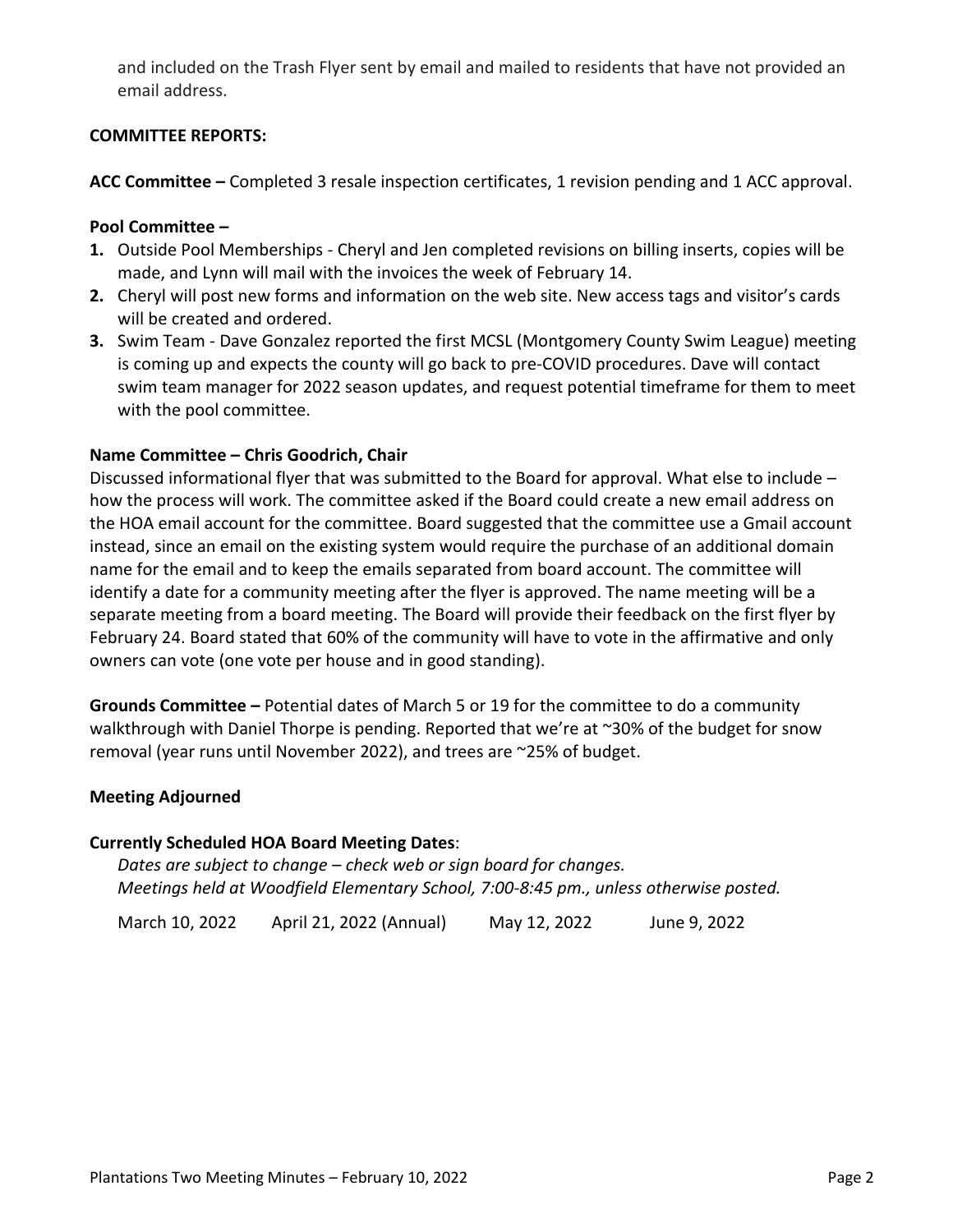and included on the Trash Flyer sent by email and mailed to residents that have not provided an email address.

**COMMITTEE REPORTS:**

**ACC Committee –** Completed 3 resale inspection certificates, 1 revision pending and 1 ACC approval.

**Pool Committee –**

1. Outside Pool Memberships - Cheryl and Jen completed revisions on billing inserts, copies will be made, and Lynn will mail with the invoices the week of February 14.
2. Cheryl will post new forms and information on the web site. New access tags and visitor's cards will be created and ordered.
3. Swim Team - Dave Gonzalez reported the first MCSL (Montgomery County Swim League) meeting is coming up and expects the county will go back to pre-COVID procedures. Dave will contact swim team manager for 2022 season updates, and request potential timeframe for them to meet with the pool committee.

**Name Committee – Chris Goodrich, Chair**

Discussed informational flyer that was submitted to the Board for approval. What else to include – how the process will work. The committee asked if the Board could create a new email address on the HOA email account for the committee. Board suggested that the committee use a Gmail account instead, since an email on the existing system would require the purchase of an additional domain name for the email and to keep the emails separated from board account. The committee will identify a date for a community meeting after the flyer is approved. The name meeting will be a separate meeting from a board meeting. The Board will provide their feedback on the first flyer by February 24. Board stated that 60% of the community will have to vote in the affirmative and only owners can vote (one vote per house and in good standing).

**Grounds Committee –** Potential dates of March 5 or 19 for the committee to do a community walkthrough with Daniel Thorpe is pending. Reported that we're at ~30% of the budget for snow removal (year runs until November 2022), and trees are ~25% of budget.

**Meeting Adjourned**

**Currently Scheduled HOA Board Meeting Dates**:

*Dates are subject to change – check web or sign board for changes.*
*Meetings held at Woodfield Elementary School, 7:00-8:45 pm., unless otherwise posted.*

March 10, 2022    April 21, 2022 (Annual)    May 12, 2022    June 9, 2022